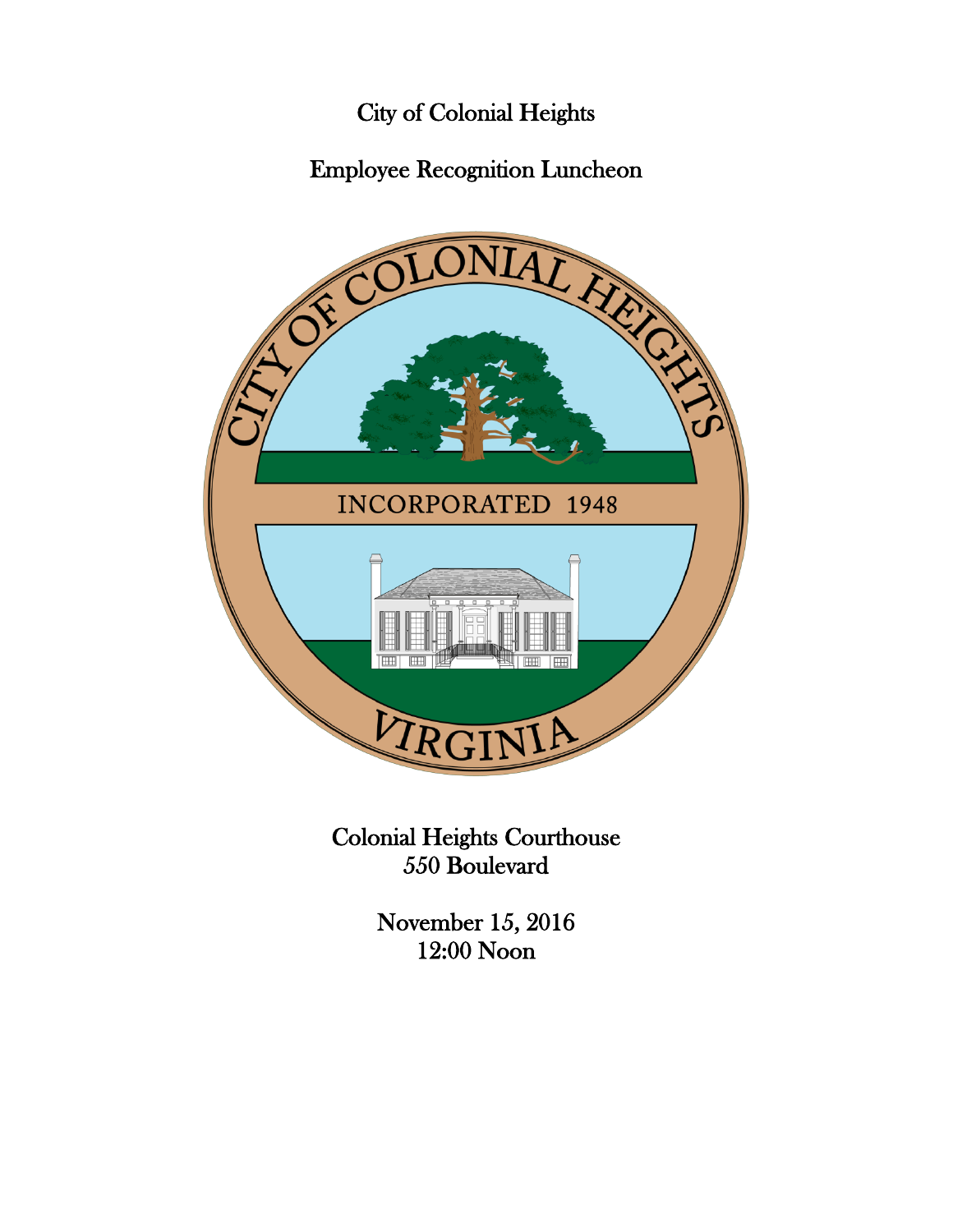# City of Colonial Heights

## Employee Recognition Luncheon

Colonial Heights Courthouse
550 Boulevard

November 15, 2016
12:00 Noon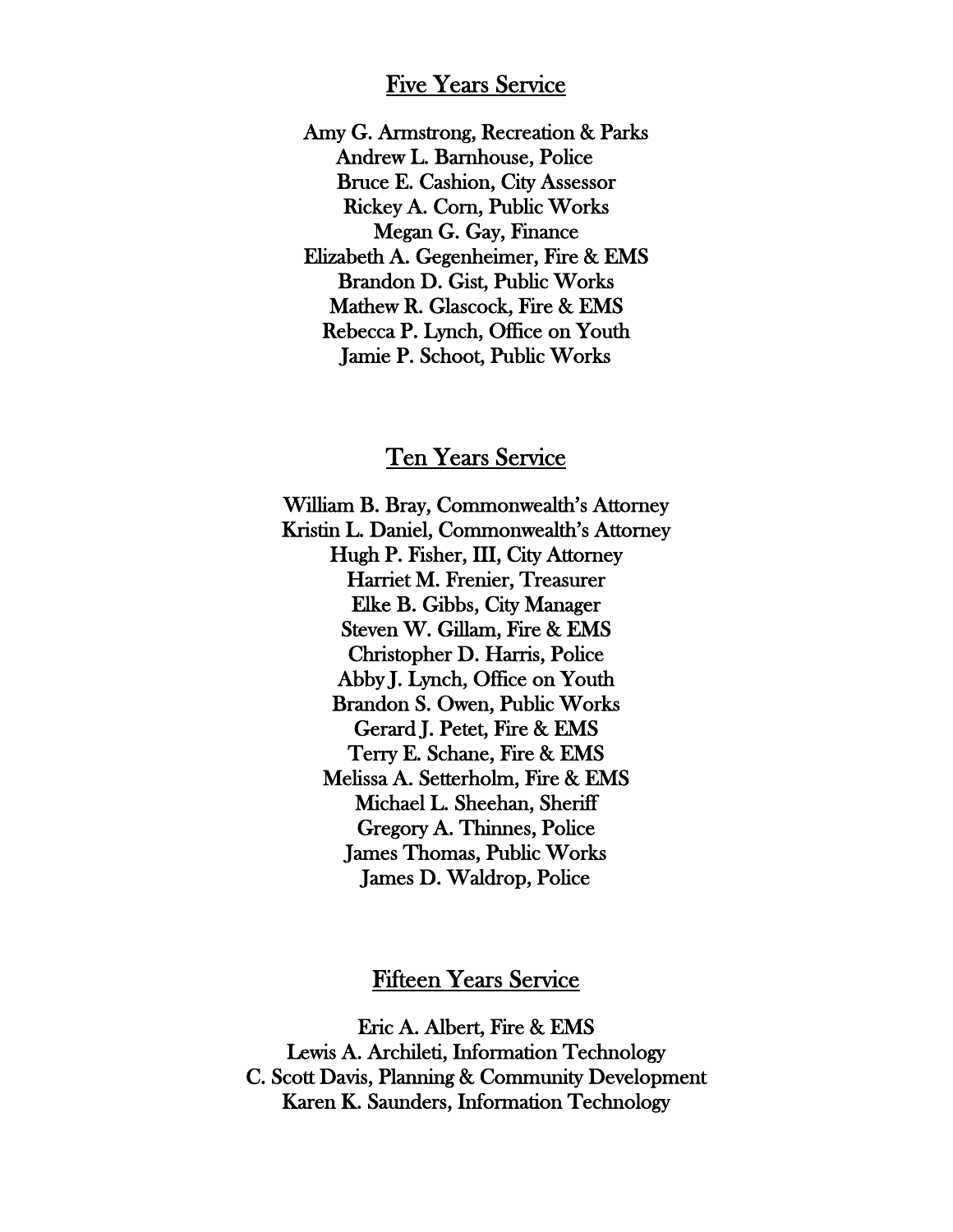## Five Years Service

Amy G. Armstrong, Recreation & Parks
Andrew L. Barnhouse, Police
Bruce E. Cashion, City Assessor
Rickey A. Corn, Public Works
Megan G. Gay, Finance
Elizabeth A. Gegenheimer, Fire & EMS
Brandon D. Gist, Public Works
Mathew R. Glascock, Fire & EMS
Rebecca P. Lynch, Office on Youth
Jamie P. Schoot, Public Works

## Ten Years Service

William B. Bray, Commonwealth's Attorney
Kristin L. Daniel, Commonwealth's Attorney
Hugh P. Fisher, III, City Attorney
Harriet M. Frenier, Treasurer
Elke B. Gibbs, City Manager
Steven W. Gillam, Fire & EMS
Christopher D. Harris, Police
Abby J. Lynch, Office on Youth
Brandon S. Owen, Public Works
Gerard J. Petet, Fire & EMS
Terry E. Schane, Fire & EMS
Melissa A. Setterholm, Fire & EMS
Michael L. Sheehan, Sheriff
Gregory A. Thinnes, Police
James Thomas, Public Works
James D. Waldrop, Police

## Fifteen Years Service

Eric A. Albert, Fire & EMS
Lewis A. Archileti, Information Technology
C. Scott Davis, Planning & Community Development
Karen K. Saunders, Information Technology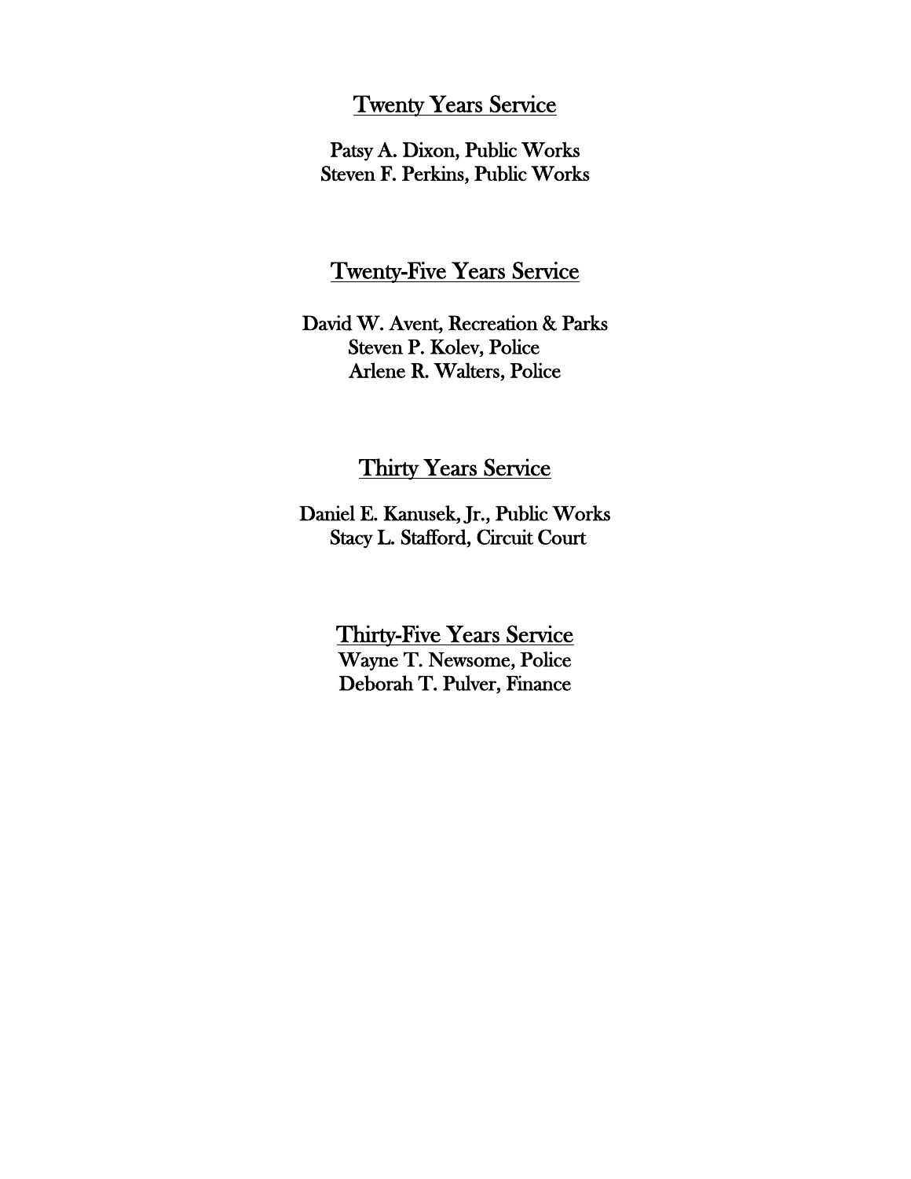## Twenty Years Service

Patsy A. Dixon, Public Works
Steven F. Perkins, Public Works

## Twenty-Five Years Service

David W. Avent, Recreation & Parks
Steven P. Kolev, Police
Arlene R. Walters, Police

## Thirty Years Service

Daniel E. Kanusek, Jr., Public Works
Stacy L. Stafford, Circuit Court

## Thirty-Five Years Service

Wayne T. Newsome, Police
Deborah T. Pulver, Finance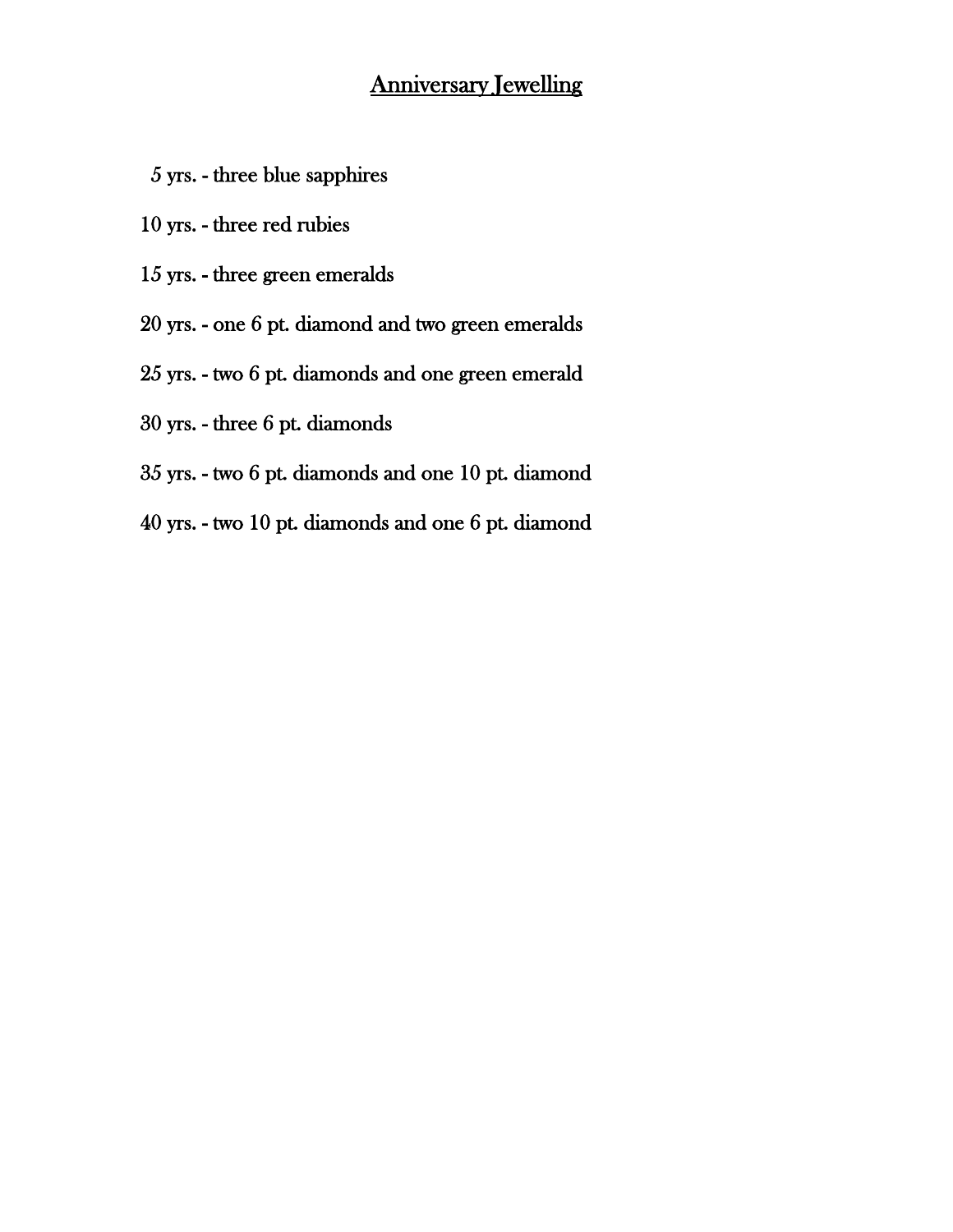# Anniversary Jewelling

5 yrs. - three blue sapphires

10 yrs. - three red rubies

15 yrs. - three green emeralds

20 yrs. - one 6 pt. diamond and two green emeralds

25 yrs. - two 6 pt. diamonds and one green emerald

30 yrs. - three 6 pt. diamonds

35 yrs. - two 6 pt. diamonds and one 10 pt. diamond

40 yrs. - two 10 pt. diamonds and one 6 pt. diamond